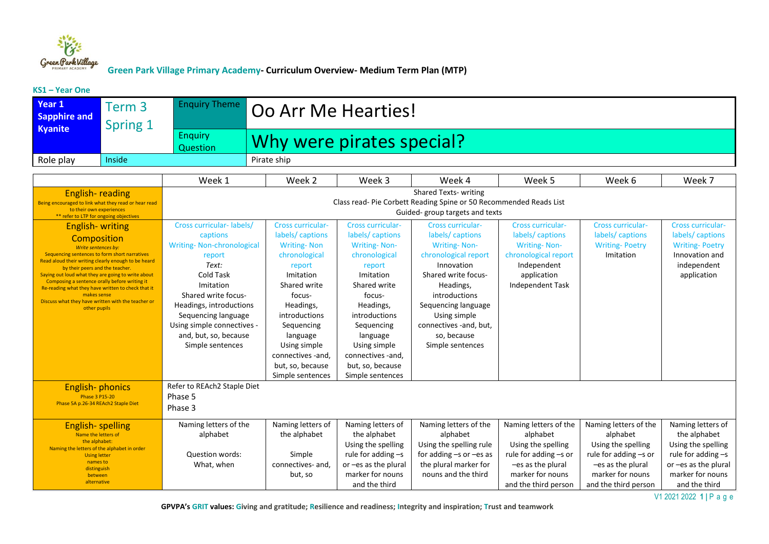**Green Park Village Primary Academy- Curriculum Overview- Medium Term Plan (MTP)**

**KS1 – Year One**

| **Year 1 Sapphire and Kyanite** | Term 3 Spring 1 | Enquiry Theme | Oo Arr Me Hearties! |
|---|---|---|---|
| | | Enquiry Question | Why were pirates special? |
| Role play | Inside | | Pirate ship |

| | Week 1 | Week 2 | Week 3 | Week 4 | Week 5 | Week 6 | Week 7 |
|---|---|---|---|---|---|---|---|
| **English- reading**<br>Being encouraged to link what they read or hear read to their own experiences<br>** refer to LTP for ongoing objectives | Shared Texts- writing<br>Class read- Pie Corbett Reading Spine or 50 Recommended Reads List<br>Guided- group targets and texts | | | | | | |
| **English- writing**<br>**Composition**<br>*Write sentences by:*<br>Sequencing sentences to form short narratives<br>Read aloud their writing clearly enough to be heard by their peers and the teacher.<br>Saying out loud what they are going to write about<br>Composing a sentence orally before writing it<br>Re-reading what they have written to check that it makes sense<br>Discuss what they have written with the teacher or other pupils | Cross curricular- labels/ captions<br>Writing- Non-chronological report<br>*Text:*<br>Cold Task<br>Imitation<br>Shared write focus-<br>Headings, introductions<br>Sequencing language<br>Using simple connectives - and, but, so, because<br>Simple sentences | Cross curricular- labels/ captions<br>Writing- Non chronological report<br>Imitation<br>Shared write focus-<br>Headings, introductions<br>Sequencing language<br>Using simple connectives -and, but, so, because<br>Simple sentences | Cross curricular- labels/ captions<br>Writing- Non-chronological report<br>Imitation<br>Shared write focus-<br>Headings, introductions<br>Sequencing language<br>Using simple connectives -and, but, so, because<br>Simple sentences | Cross curricular- labels/ captions<br>Writing- Non-chronological report<br>Innovation<br>Shared write focus-<br>Headings, introductions<br>Sequencing language<br>Using simple connectives -and, but, so, because<br>Simple sentences | Cross curricular- labels/ captions<br>Writing- Non-chronological report<br>Independent application<br>Independent Task | Cross curricular- labels/ captions<br>Writing- Poetry<br>Imitation | Cross curricular- labels/ captions<br>Writing- Poetry<br>Innovation and independent application |
| **English- phonics**<br>Phase 3 P15-20<br>Phase 5A p.26-34 REAch2 Staple Diet | Refer to REAch2 Staple Diet<br>Phase 5<br>Phase 3 | | | | | | |
| **English- spelling**<br>Name the letters of the alphabet:<br>Naming the letters of the alphabet in order<br>Using letter names to distinguish between alternative | Naming letters of the alphabet<br><br>Question words: What, when | Naming letters of the alphabet<br><br>Simple connectives- and, but, so | Naming letters of the alphabet<br>Using the spelling rule for adding –s or –es as the plural marker for nouns and the third | Naming letters of the alphabet<br>Using the spelling rule for adding –s or –es as the plural marker for nouns and the third | Naming letters of the alphabet<br>Using the spelling rule for adding –s or –es as the plural marker for nouns and the third person | Naming letters of the alphabet<br>Using the spelling rule for adding –s or –es as the plural marker for nouns and the third person | Naming letters of the alphabet<br>Using the spelling rule for adding –s or –es as the plural marker for nouns and the third |

V1 2021 2022

GPVPA's GRIT values: Giving and gratitude; Resilience and readiness; Integrity and inspiration; Trust and teamwork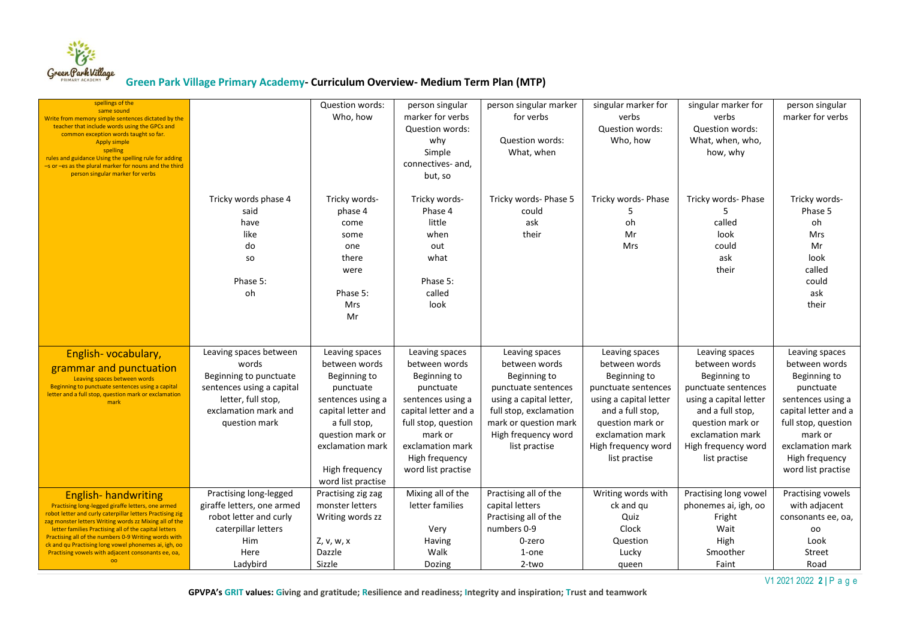# Green Park Village Primary Academy- Curriculum Overview- Medium Term Plan (MTP)

| spellings of the same sound Write from memory simple sentences dictated by the teacher that include words using the GPCs and common exception words taught so far. Apply simple spelling rules and guidance Using the spelling rule for adding –s or –es as the plural marker for nouns and the third person singular marker for verbs | | Question words: Who, how | person singular marker for verbs Question words: why Simple connectives- and, but, so | person singular marker for verbs Question words: What, when | singular marker for verbs Question words: Who, how | singular marker for verbs Question words: What, when, who, how, why | person singular marker for verbs |
|---|---|---|---|---|---|---|---|
| | Tricky words phase 4 said have like do so Phase 5: oh | Tricky words- phase 4 come some one there were Phase 5: Mrs Mr | Tricky words- Phase 4 little when out what Phase 5: called look | Tricky words- Phase 5 could ask their | Tricky words- Phase 5 oh Mr Mrs | Tricky words- Phase 5 called look could ask their | Tricky words- Phase 5 oh Mrs Mr look called could ask their |
| **English- vocabulary, grammar and punctuation** Leaving spaces between words Beginning to punctuate sentences using a capital letter and a full stop, question mark or exclamation mark | Leaving spaces between words Beginning to punctuate sentences using a capital letter, full stop, exclamation mark and question mark | Leaving spaces between words Beginning to punctuate sentences using a capital letter and a full stop, question mark or exclamation mark High frequency word list practise | Leaving spaces between words Beginning to punctuate sentences using a capital letter and a full stop, question mark or exclamation mark High frequency word list practise | Leaving spaces between words Beginning to punctuate sentences using a capital letter, full stop, exclamation mark or question mark High frequency word list practise | Leaving spaces between words Beginning to punctuate sentences using a capital letter and a full stop, question mark or exclamation mark High frequency word list practise | Leaving spaces between words Beginning to punctuate sentences using a capital letter and a full stop, question mark or exclamation mark High frequency word list practise | Leaving spaces between words Beginning to punctuate sentences using a capital letter and a full stop, question mark or exclamation mark High frequency word list practise |
| **English- handwriting** Practising long-legged giraffe letters, one armed robot letter and curly caterpillar letters Practising zig zag monster letters Writing words zz Mixing all of the letter families Practising all of the capital letters Practising all of the numbers 0-9 Writing words with ck and qu Practising long vowel phonemes ai, igh, oo Practising vowels with adjacent consonants ee, oa, oo | Practising long-legged giraffe letters, one armed robot letter and curly caterpillar letters Him Here Ladybird | Practising zig zag monster letters Writing words zz Z, v, w, x Dazzle Sizzle | Mixing all of the letter families Very Having Walk Dozing | Practising all of the capital letters Practising all of the numbers 0-9 0-zero 1-one 2-two | Writing words with ck and qu Quiz Clock Question Lucky queen | Practising long vowel phonemes ai, igh, oo Fright Wait High Smoother Faint | Practising vowels with adjacent consonants ee, oa, oo Look Street Road |

GPVPA's GRIT values: Giving and gratitude; Resilience and readiness; Integrity and inspiration; Trust and teamwork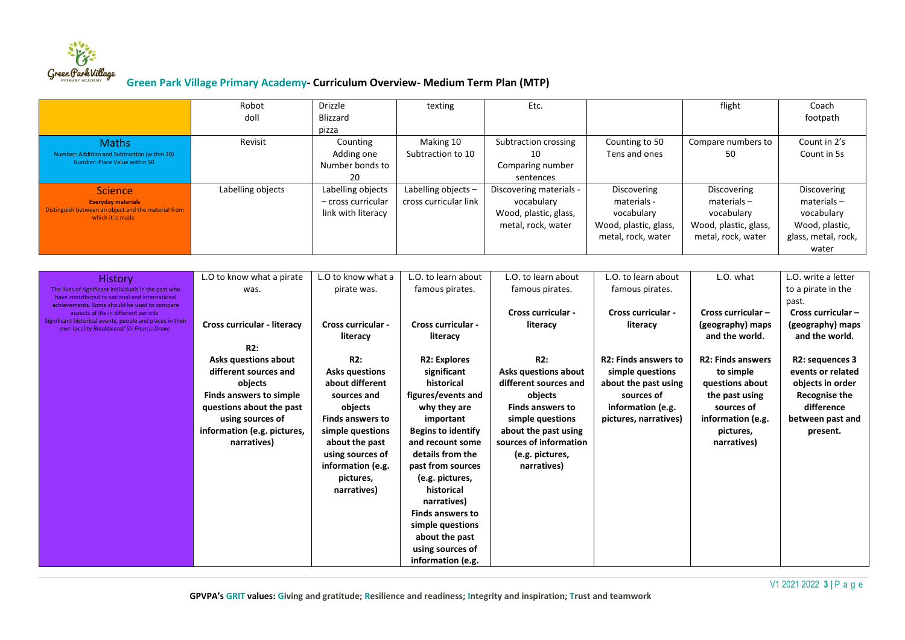# Green Park Village Primary Academy- Curriculum Overview- Medium Term Plan (MTP)

| | | | | | | | |
|---|---|---|---|---|---|---|---|
| | Robot doll | Drizzle Blizzard pizza | texting | Etc. | | flight | Coach footpath |
| **Maths** Number: Addition and Subtraction (within 20) Number: Place Value within 50 | Revisit | Counting Adding one Number bonds to 20 | Making 10 Subtraction to 10 | Subtraction crossing 10 Comparing number sentences | Counting to 50 Tens and ones | Compare numbers to 50 | Count in 2's Count in 5s |
| **Science** **Everyday materials** Distinguish between an object and the material from which it is made | Labelling objects | Labelling objects – cross curricular link with literacy | Labelling objects – cross curricular link | Discovering materials - vocabulary Wood, plastic, glass, metal, rock, water | Discovering materials - vocabulary Wood, plastic, glass, metal, rock, water | Discovering materials – vocabulary Wood, plastic, glass, metal, rock, water | Discovering materials – vocabulary Wood, plastic, glass, metal, rock, water |

| | | | | | | | |
|---|---|---|---|---|---|---|---|
| **History** The lives of significant individuals in the past who have contributed to national and international achievements. Some should be used to compare aspects of life in different periods Significant historical events, people and places in their own locality *Blackbeard/ Sir Francis Drake* | L.O to know what a pirate was. **Cross curricular - literacy** **R2:** **Asks questions about different sources and objects** **Finds answers to simple questions about the past using sources of information (e.g. pictures, narratives)** | L.O to know what a pirate was. **Cross curricular - literacy** **R2:** **Asks questions about different sources and objects** **Finds answers to simple questions about the past using sources of information (e.g. pictures, narratives)** | L.O. to learn about famous pirates. **Cross curricular - literacy** **R2: Explores significant historical figures/events and why they are important** **Begins to identify and recount some details from the past from sources (e.g. pictures, historical narratives)** **Finds answers to simple questions about the past using sources of information (e.g.** | L.O. to learn about famous pirates. **Cross curricular - literacy** **R2:** **Asks questions about different sources and objects** **Finds answers to simple questions about the past using sources of information (e.g. pictures, narratives)** | L.O. to learn about famous pirates. **Cross curricular - literacy** **R2: Finds answers to simple questions about the past using sources of information (e.g. pictures, narratives)** | L.O. what **Cross curricular – (geography) maps and the world.** **R2: Finds answers to simple questions about the past using sources of information (e.g. pictures, narratives)** | L.O. write a letter to a pirate in the past. **Cross curricular – (geography) maps and the world.** **R2: sequences 3 events or related objects in order** **Recognise the difference between past and present.** |

**GPVPA's GRIT values: Giving and gratitude; Resilience and readiness; Integrity and inspiration; Trust and teamwork**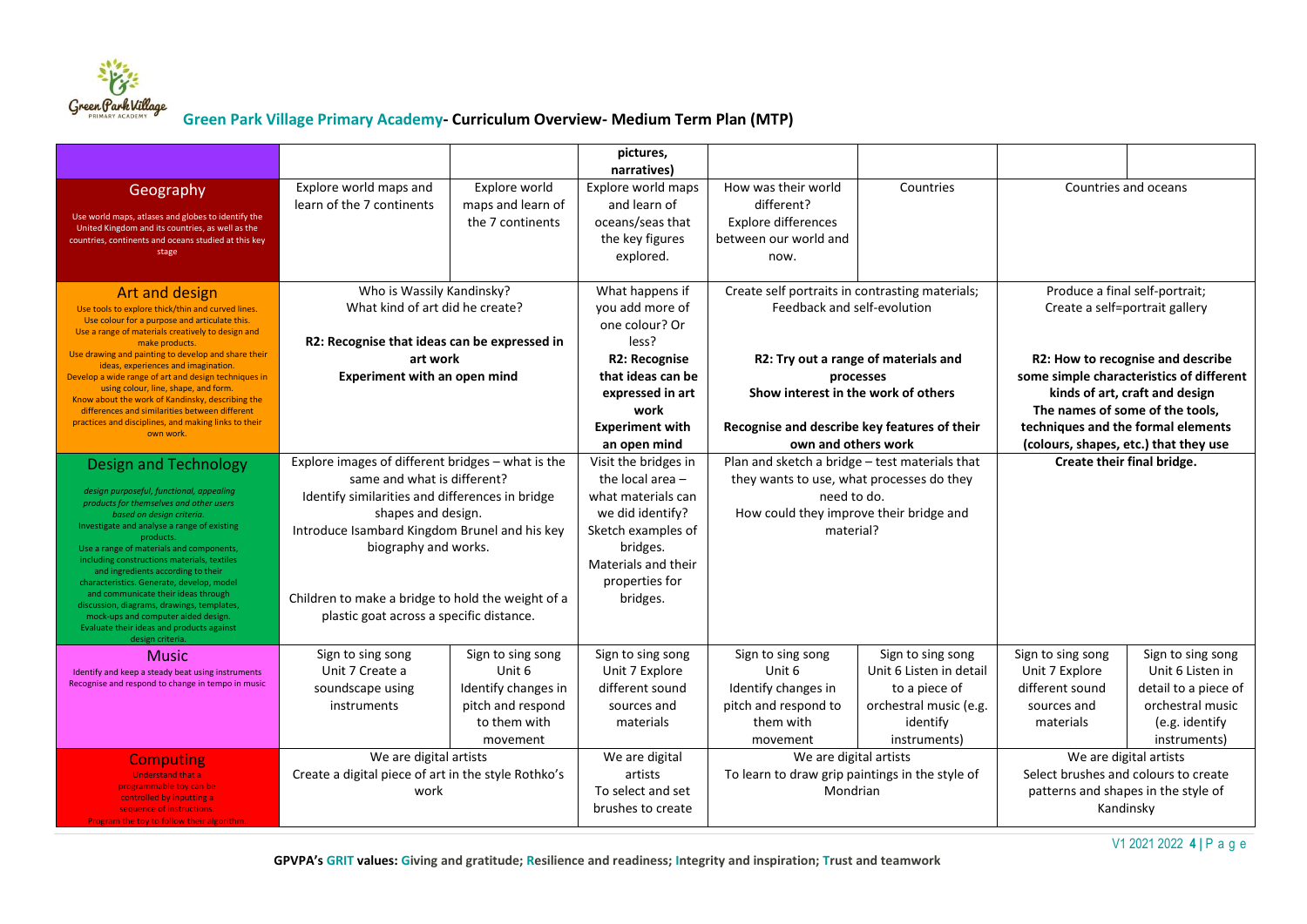# Green Park Village Primary Academy- Curriculum Overview- Medium Term Plan (MTP)

| | | | | | | | |
|---|---|---|---|---|---|---|---|
| | | | pictures, narratives) | | | | |
| **Geography**<br>Use world maps, atlases and globes to identify the United Kingdom and its countries, as well as the countries, continents and oceans studied at this key stage | Explore world maps and learn of the 7 continents | Explore world maps and learn of the 7 continents | Explore world maps and learn of oceans/seas that the key figures explored. | How was their world different?<br>Explore differences between our world and now. | Countries | Countries and oceans | |
| **Art and design**<br>Use tools to explore thick/thin and curved lines.<br>Use colour for a purpose and articulate this.<br>Use a range of materials creatively to design and make products.<br>Use drawing and painting to develop and share their ideas, experiences and imagination.<br>Develop a wide range of art and design techniques in using colour, line, shape, and form.<br>Know about the work of Kandinsky, describing the differences and similarities between different practices and disciplines, and making links to their own work. | Who is Wassily Kandinsky?<br>What kind of art did he create?<br><br>**R2: Recognise that ideas can be expressed in art work**<br>**Experiment with an open mind** | | What happens if you add more of one colour? Or less?<br>**R2: Recognise that ideas can be expressed in art work**<br>**Experiment with an open mind** | Create self portraits in contrasting materials;<br>Feedback and self-evolution<br><br>**R2: Try out a range of materials and processes**<br>**Show interest in the work of others**<br><br>**Recognise and describe key features of their own and others work** | | Produce a final self-portrait;<br>Create a self=portrait gallery<br><br>**R2: How to recognise and describe some simple characteristics of different kinds of art, craft and design**<br>**The names of some of the tools, techniques and the formal elements (colours, shapes, etc.) that they use** | |
| **Design and Technology**<br>*design purposeful, functional, appealing products for themselves and other users based on design criteria.*<br>Investigate and analyse a range of existing products.<br>Use a range of materials and components, including constructions materials, textiles and ingredients according to their characteristics. Generate, develop, model and communicate their ideas through discussion, diagrams, drawings, templates, mock-ups and computer aided design.<br>Evaluate their ideas and products against design criteria. | Explore images of different bridges – what is the same and what is different?<br>Identify similarities and differences in bridge shapes and design.<br>Introduce Isambard Kingdom Brunel and his key biography and works.<br><br>Children to make a bridge to hold the weight of a plastic goat across a specific distance. | | Visit the bridges in the local area – what materials can we did identify?<br>Sketch examples of bridges.<br>Materials and their properties for bridges. | Plan and sketch a bridge – test materials that they wants to use, what processes do they need to do.<br>How could they improve their bridge and material? | | **Create their final bridge.** | |
| **Music**<br>Identify and keep a steady beat using instruments<br>Recognise and respond to change in tempo in music | Sign to sing song<br>Unit 7 Create a soundscape using instruments | Sign to sing song<br>Unit 6<br>Identify changes in pitch and respond to them with movement | Sign to sing song<br>Unit 7 Explore different sound sources and materials | Sign to sing song<br>Unit 6<br>Identify changes in pitch and respond to them with movement | Sign to sing song<br>Unit 6 Listen in detail to a piece of orchestral music (e.g. identify instruments) | Sign to sing song<br>Unit 7 Explore different sound sources and materials | Sign to sing song<br>Unit 6 Listen in detail to a piece of orchestral music (e.g. identify instruments) |
| **Computing**<br>Understand that a programmable toy can be controlled by inputting a sequence of instructions.<br>Program the toy to follow their algorithm. | We are digital artists<br>Create a digital piece of art in the style Rothko's work | | We are digital artists<br>To select and set brushes to create | We are digital artists<br>To learn to draw grip paintings in the style of Mondrian | | We are digital artists<br>Select brushes and colours to create patterns and shapes in the style of Kandinsky | |

GPVPA's GRIT values: Giving and gratitude; Resilience and readiness; Integrity and inspiration; Trust and teamwork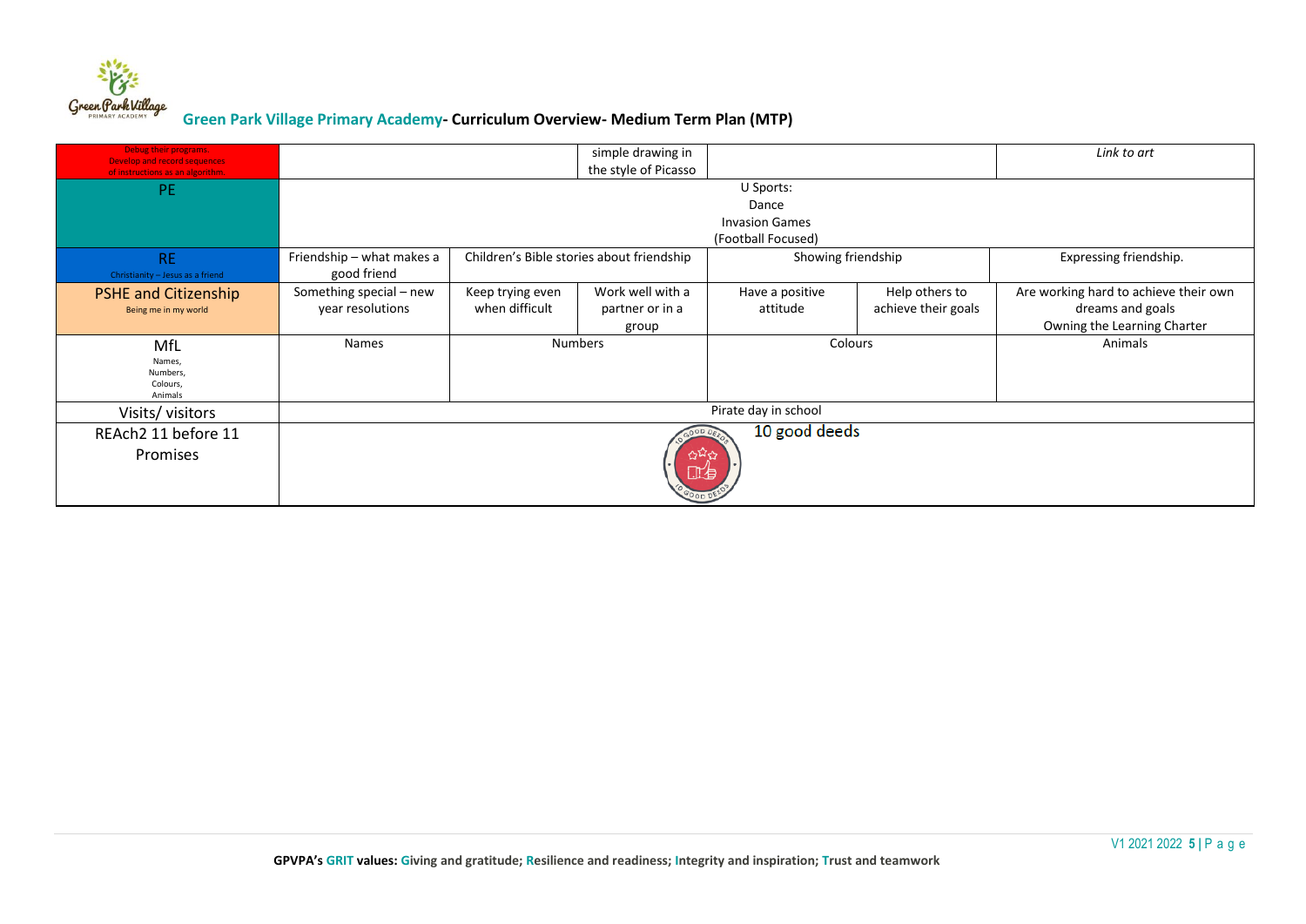## Green Park Village Primary Academy- Curriculum Overview- Medium Term Plan (MTP)

| | | | | | | |
|---|---|---|---|---|---|---|
| Debug their programs. Develop and record sequences of instructions as an algorithm. | | | simple drawing in the style of Picasso | | | *Link to art* |
| PE | U Sports: Dance Invasion Games (Football Focused) | | | | | |
| RE Christianity – Jesus as a friend | Friendship – what makes a good friend | Children's Bible stories about friendship | | Showing friendship | | Expressing friendship. |
| PSHE and Citizenship Being me in my world | Something special – new year resolutions | Keep trying even when difficult | Work well with a partner or in a group | Have a positive attitude | Help others to achieve their goals | Are working hard to achieve their own dreams and goals Owning the Learning Charter |
| MfL Names, Numbers, Colours, Animals | Names | Numbers | | Colours | | Animals |
| Visits/ visitors | Pirate day in school | | | | | |
| REAch2 11 before 11 Promises | 10 good deeds | | | | | |

**GPVPA's GRIT values: Giving and gratitude; Resilience and readiness; Integrity and inspiration; Trust and teamwork**